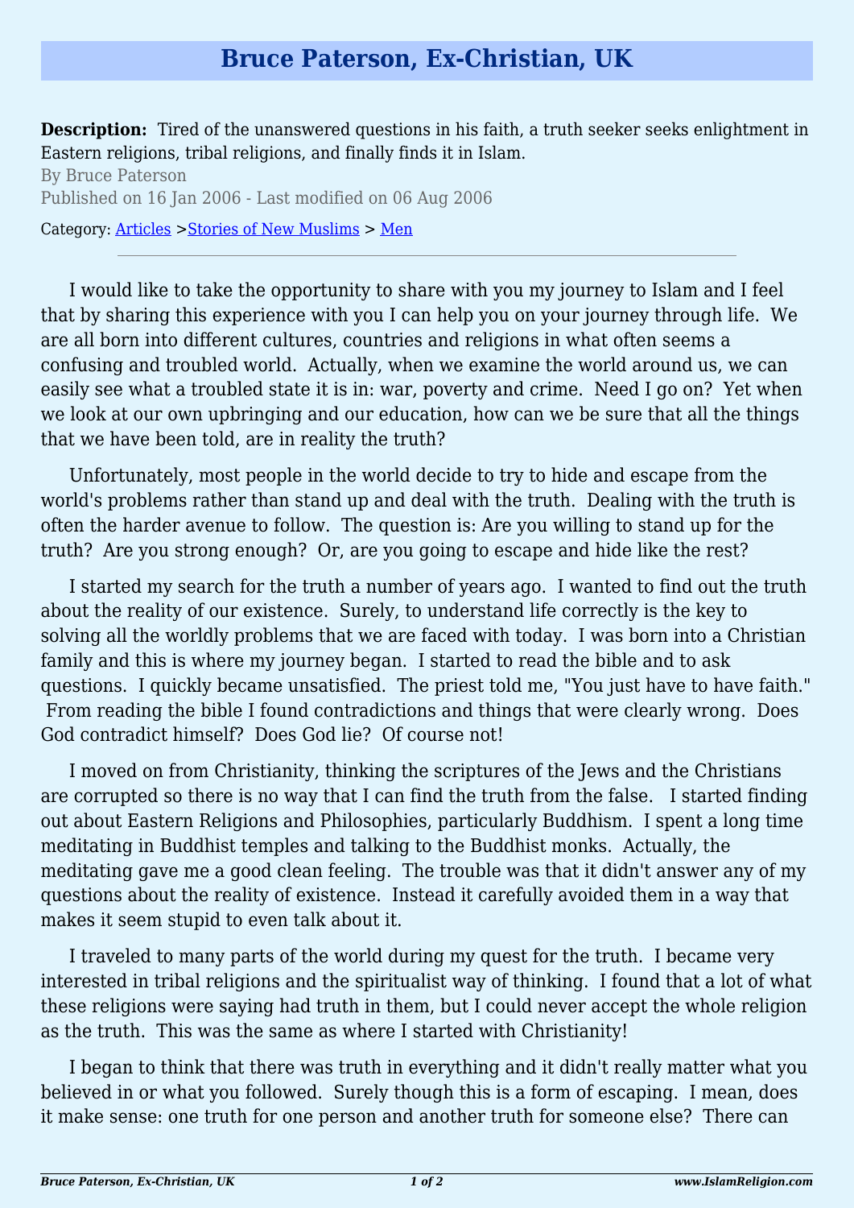# Bruce Paterson, Ex-Christian, UK

**Description:** Tired of the unanswered questions in his faith, a truth seeker seeks enlightment in Eastern religions, tribal religions, and finally finds it in Islam.

By Bruce Paterson

Published on 16 Jan 2006 - Last modified on 06 Aug 2006

Category: Articles >Stories of New Muslims > Men

---

I would like to take the opportunity to share with you my journey to Islam and I feel that by sharing this experience with you I can help you on your journey through life. We are all born into different cultures, countries and religions in what often seems a confusing and troubled world. Actually, when we examine the world around us, we can easily see what a troubled state it is in: war, poverty and crime. Need I go on? Yet when we look at our own upbringing and our education, how can we be sure that all the things that we have been told, are in reality the truth?

Unfortunately, most people in the world decide to try to hide and escape from the world's problems rather than stand up and deal with the truth. Dealing with the truth is often the harder avenue to follow. The question is: Are you willing to stand up for the truth? Are you strong enough? Or, are you going to escape and hide like the rest?

I started my search for the truth a number of years ago. I wanted to find out the truth about the reality of our existence. Surely, to understand life correctly is the key to solving all the worldly problems that we are faced with today. I was born into a Christian family and this is where my journey began. I started to read the bible and to ask questions. I quickly became unsatisfied. The priest told me, "You just have to have faith." From reading the bible I found contradictions and things that were clearly wrong. Does God contradict himself? Does God lie? Of course not!

I moved on from Christianity, thinking the scriptures of the Jews and the Christians are corrupted so there is no way that I can find the truth from the false. I started finding out about Eastern Religions and Philosophies, particularly Buddhism. I spent a long time meditating in Buddhist temples and talking to the Buddhist monks. Actually, the meditating gave me a good clean feeling. The trouble was that it didn't answer any of my questions about the reality of existence. Instead it carefully avoided them in a way that makes it seem stupid to even talk about it.

I traveled to many parts of the world during my quest for the truth. I became very interested in tribal religions and the spiritualist way of thinking. I found that a lot of what these religions were saying had truth in them, but I could never accept the whole religion as the truth. This was the same as where I started with Christianity!

I began to think that there was truth in everything and it didn't really matter what you believed in or what you followed. Surely though this is a form of escaping. I mean, does it make sense: one truth for one person and another truth for someone else? There can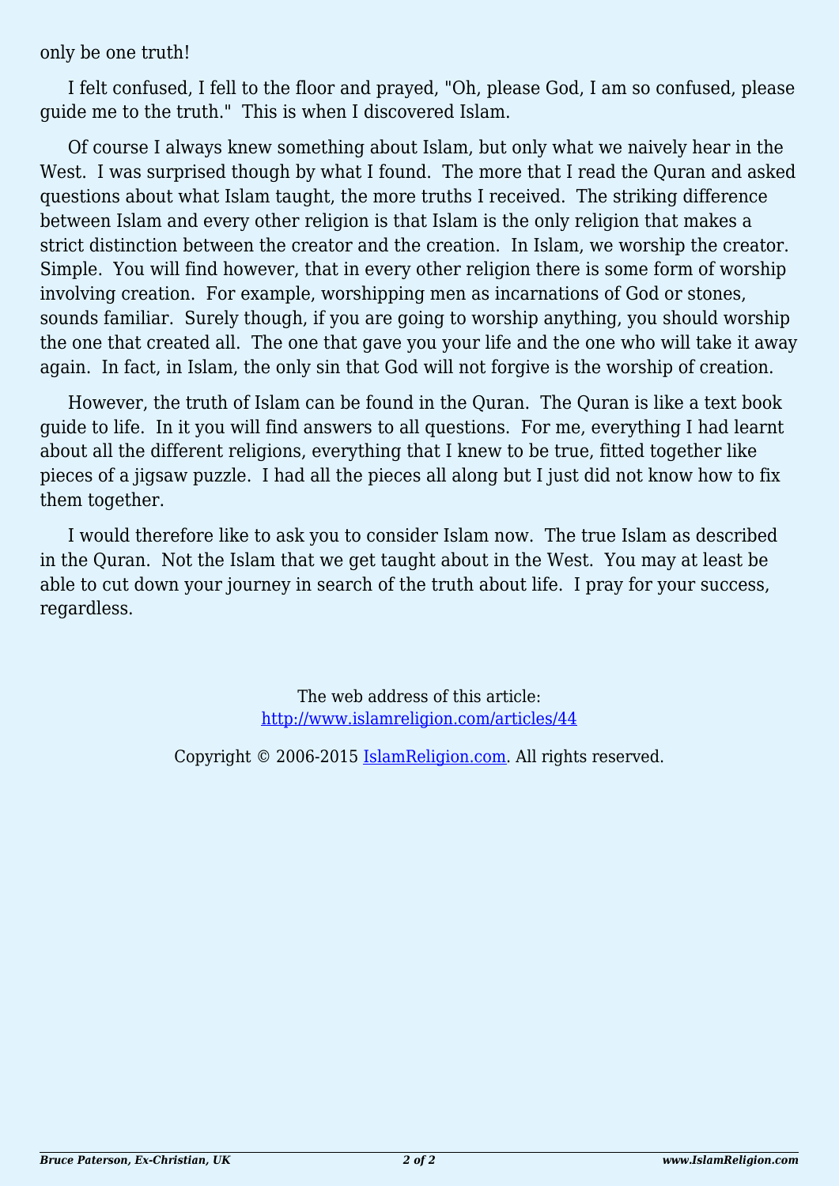only be one truth!

I felt confused, I fell to the floor and prayed, "Oh, please God, I am so confused, please guide me to the truth." This is when I discovered Islam.

Of course I always knew something about Islam, but only what we naively hear in the West. I was surprised though by what I found. The more that I read the Quran and asked questions about what Islam taught, the more truths I received. The striking difference between Islam and every other religion is that Islam is the only religion that makes a strict distinction between the creator and the creation. In Islam, we worship the creator. Simple. You will find however, that in every other religion there is some form of worship involving creation. For example, worshipping men as incarnations of God or stones, sounds familiar. Surely though, if you are going to worship anything, you should worship the one that created all. The one that gave you your life and the one who will take it away again. In fact, in Islam, the only sin that God will not forgive is the worship of creation.

However, the truth of Islam can be found in the Quran. The Quran is like a text book guide to life. In it you will find answers to all questions. For me, everything I had learnt about all the different religions, everything that I knew to be true, fitted together like pieces of a jigsaw puzzle. I had all the pieces all along but I just did not know how to fix them together.

I would therefore like to ask you to consider Islam now. The true Islam as described in the Quran. Not the Islam that we get taught about in the West. You may at least be able to cut down your journey in search of the truth about life. I pray for your success, regardless.

The web address of this article:
[http://www.islamreligion.com/articles/44](http://www.islamreligion.com/articles/44)

Copyright © 2006-2015 [IslamReligion.com](http://www.islamreligion.com). All rights reserved.